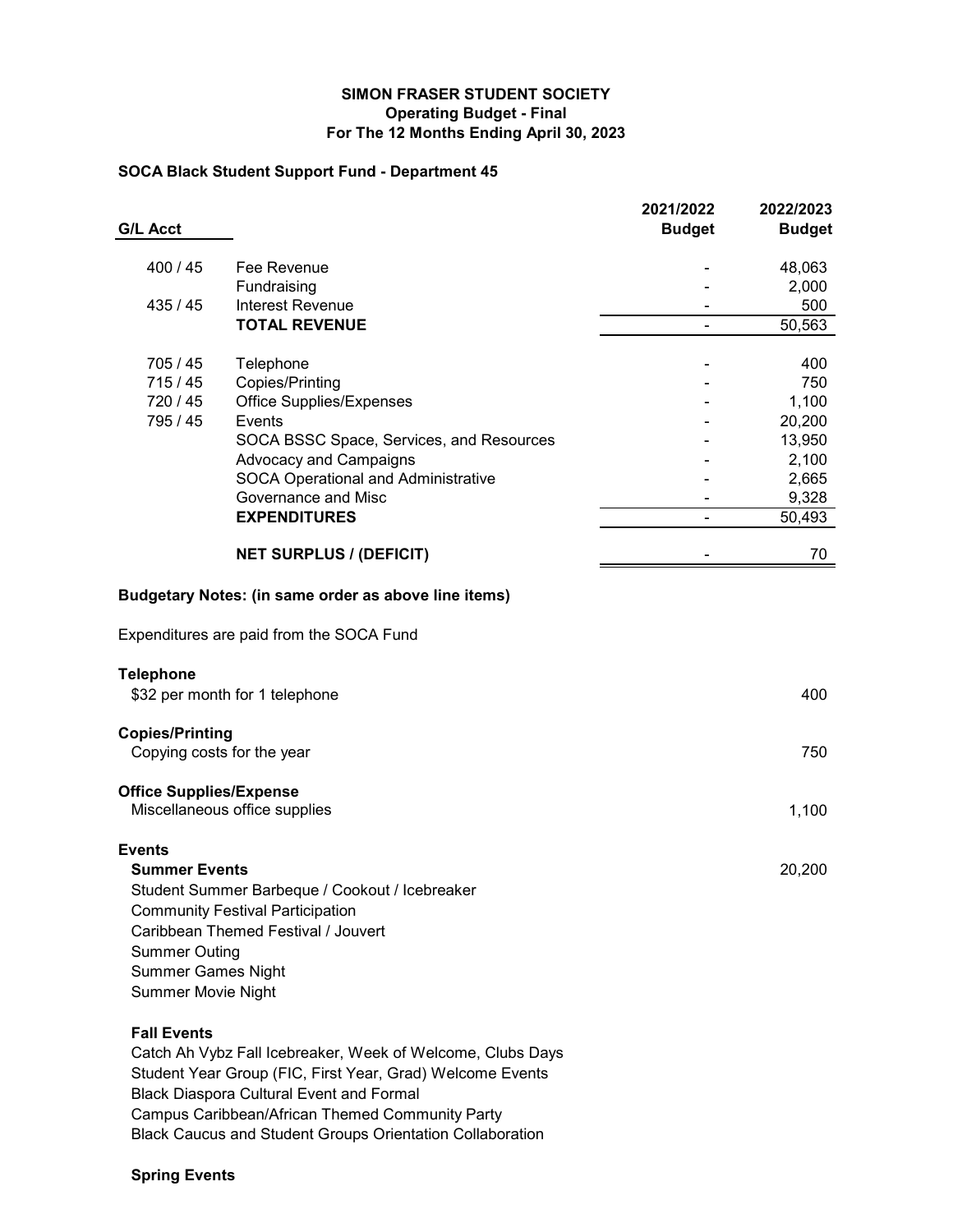**SIMON FRASER STUDENT SOCIETY**
**Operating Budget - Final**
**For The 12 Months Ending April 30, 2023**

**SOCA Black Student Support Fund - Department 45**

| G/L Acct | | 2021/2022 Budget | 2022/2023 Budget |
|---|---|---|---|
| 400 / 45 | Fee Revenue | - | 48,063 |
| | Fundraising | - | 2,000 |
| 435 / 45 | Interest Revenue | - | 500 |
| | **TOTAL REVENUE** | - | 50,563 |
| 705 / 45 | Telephone | - | 400 |
| 715 / 45 | Copies/Printing | - | 750 |
| 720 / 45 | Office Supplies/Expenses | - | 1,100 |
| 795 / 45 | Events | - | 20,200 |
| | SOCA BSSC Space, Services, and Resources | - | 13,950 |
| | Advocacy and Campaigns | - | 2,100 |
| | SOCA Operational and Administrative | - | 2,665 |
| | Governance and Misc | - | 9,328 |
| | **EXPENDITURES** | - | 50,493 |
| | **NET SURPLUS / (DEFICIT)** | - | 70 |

**Budgetary Notes: (in same order as above line items)**

Expenditures are paid from the SOCA Fund

**Telephone**
$32 per month for 1 telephone — 400

**Copies/Printing**
Copying costs for the year — 750

**Office Supplies/Expense**
Miscellaneous office supplies — 1,100

**Events**

**Summer Events** — 20,200

Student Summer Barbeque / Cookout / Icebreaker
Community Festival Participation
Caribbean Themed Festival / Jouvert
Summer Outing
Summer Games Night
Summer Movie Night

**Fall Events**

Catch Ah Vybz Fall Icebreaker, Week of Welcome, Clubs Days
Student Year Group (FIC, First Year, Grad) Welcome Events
Black Diaspora Cultural Event and Formal
Campus Caribbean/African Themed Community Party
Black Caucus and Student Groups Orientation Collaboration

**Spring Events**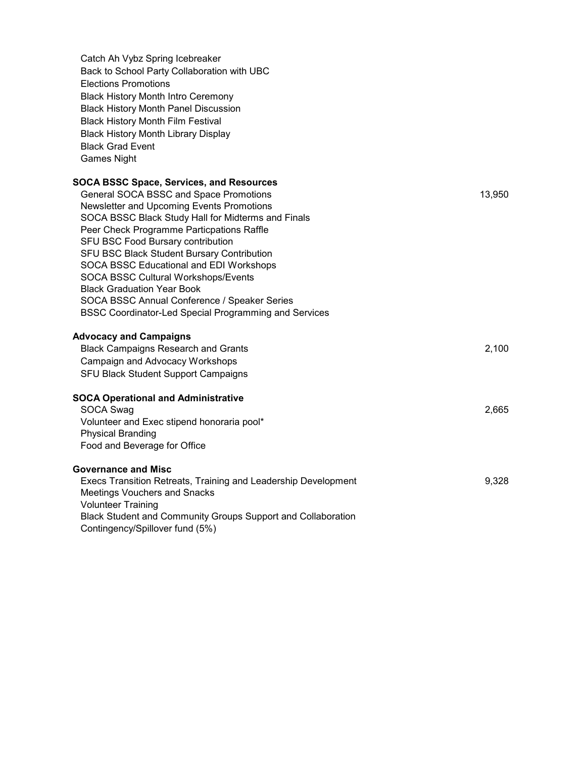| | |
|---|---|
| Catch Ah Vybz Spring Icebreaker | |
| Back to School Party Collaboration with UBC | |
| Elections Promotions | |
| Black History Month Intro Ceremony | |
| Black History Month Panel Discussion | |
| Black History Month Film Festival | |
| Black History Month Library Display | |
| Black Grad Event | |
| Games Night | |
| **SOCA BSSC Space, Services, and Resources** | |
| General SOCA BSSC and Space Promotions | 13,950 |
| Newsletter and Upcoming Events Promotions | |
| SOCA BSSC Black Study Hall for Midterms and Finals | |
| Peer Check Programme Particpations Raffle | |
| SFU BSC Food Bursary contribution | |
| SFU BSC Black Student Bursary Contribution | |
| SOCA BSSC Educational and EDI Workshops | |
| SOCA BSSC Cultural Workshops/Events | |
| Black Graduation Year Book | |
| SOCA BSSC Annual Conference / Speaker Series | |
| BSSC Coordinator-Led Special Programming and Services | |
| **Advocacy and Campaigns** | |
| Black Campaigns Research and Grants | 2,100 |
| Campaign and Advocacy Workshops | |
| SFU Black Student Support Campaigns | |
| **SOCA Operational and Administrative** | |
| SOCA Swag | 2,665 |
| Volunteer and Exec stipend honoraria pool* | |
| Physical Branding | |
| Food and Beverage for Office | |
| **Governance and Misc** | |
| Execs Transition Retreats, Training and Leadership Development | 9,328 |
| Meetings Vouchers and Snacks | |
| Volunteer Training | |
| Black Student and Community Groups Support and Collaboration | |
| Contingency/Spillover fund (5%) | |